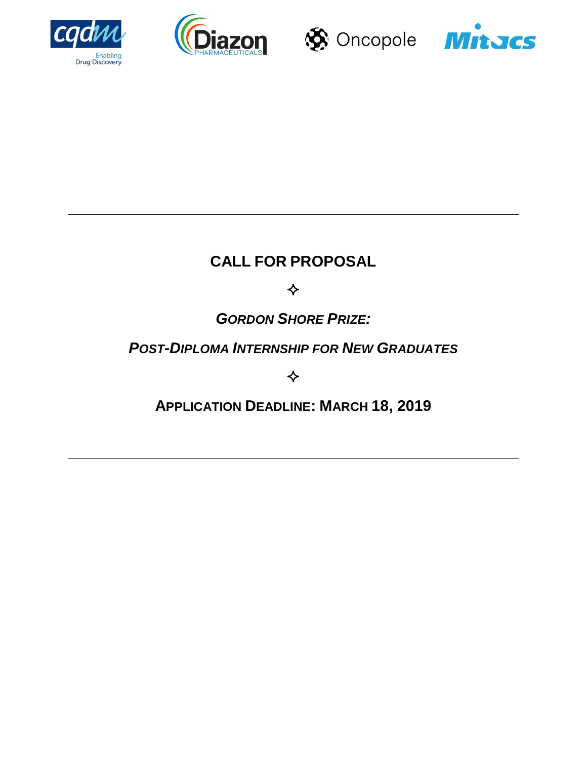cqdm Enabling Drug Discovery

Diazon PHARMACEUTICALS

Oncopole

Mitacs

---

# CALL FOR PROPOSAL

✧

## *GORDON SHORE PRIZE:*

## *POST-DIPLOMA INTERNSHIP FOR NEW GRADUATES*

✧

## APPLICATION DEADLINE: MARCH 18, 2019

---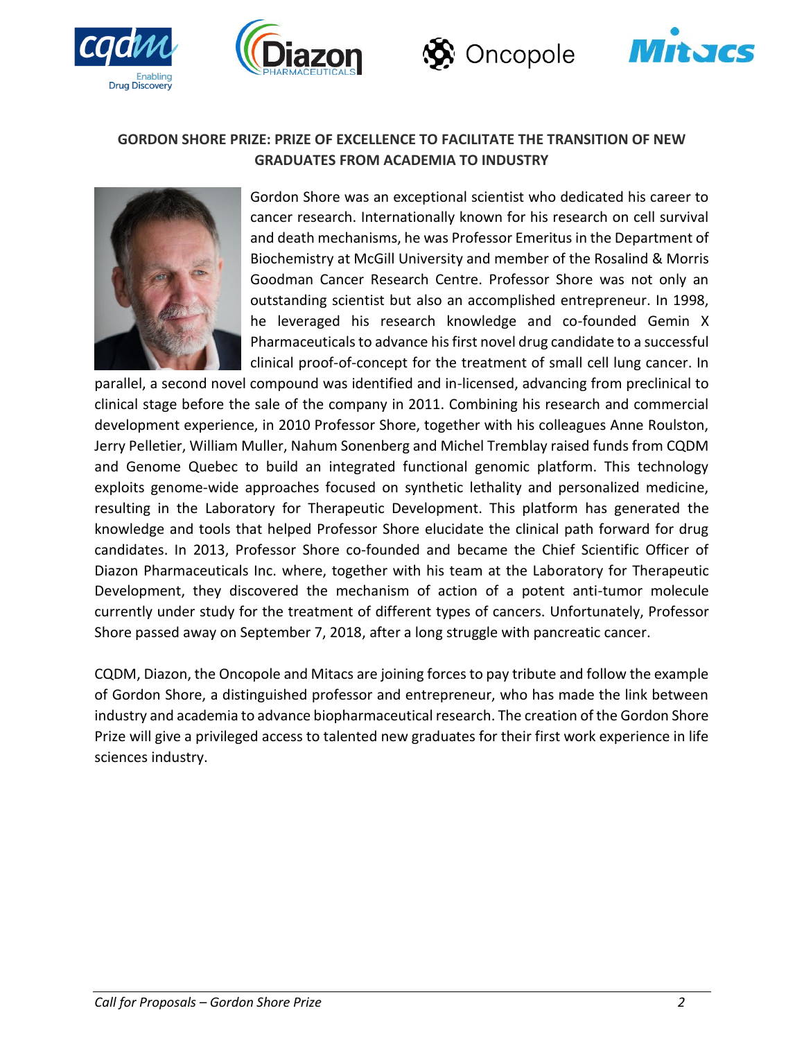## GORDON SHORE PRIZE: PRIZE OF EXCELLENCE TO FACILITATE THE TRANSITION OF NEW GRADUATES FROM ACADEMIA TO INDUSTRY

Gordon Shore was an exceptional scientist who dedicated his career to cancer research. Internationally known for his research on cell survival and death mechanisms, he was Professor Emeritus in the Department of Biochemistry at McGill University and member of the Rosalind & Morris Goodman Cancer Research Centre. Professor Shore was not only an outstanding scientist but also an accomplished entrepreneur. In 1998, he leveraged his research knowledge and co-founded Gemin X Pharmaceuticals to advance his first novel drug candidate to a successful clinical proof-of-concept for the treatment of small cell lung cancer. In parallel, a second novel compound was identified and in-licensed, advancing from preclinical to clinical stage before the sale of the company in 2011. Combining his research and commercial development experience, in 2010 Professor Shore, together with his colleagues Anne Roulston, Jerry Pelletier, William Muller, Nahum Sonenberg and Michel Tremblay raised funds from CQDM and Genome Quebec to build an integrated functional genomic platform. This technology exploits genome-wide approaches focused on synthetic lethality and personalized medicine, resulting in the Laboratory for Therapeutic Development. This platform has generated the knowledge and tools that helped Professor Shore elucidate the clinical path forward for drug candidates. In 2013, Professor Shore co-founded and became the Chief Scientific Officer of Diazon Pharmaceuticals Inc. where, together with his team at the Laboratory for Therapeutic Development, they discovered the mechanism of action of a potent anti-tumor molecule currently under study for the treatment of different types of cancers. Unfortunately, Professor Shore passed away on September 7, 2018, after a long struggle with pancreatic cancer.

CQDM, Diazon, the Oncopole and Mitacs are joining forces to pay tribute and follow the example of Gordon Shore, a distinguished professor and entrepreneur, who has made the link between industry and academia to advance biopharmaceutical research. The creation of the Gordon Shore Prize will give a privileged access to talented new graduates for their first work experience in life sciences industry.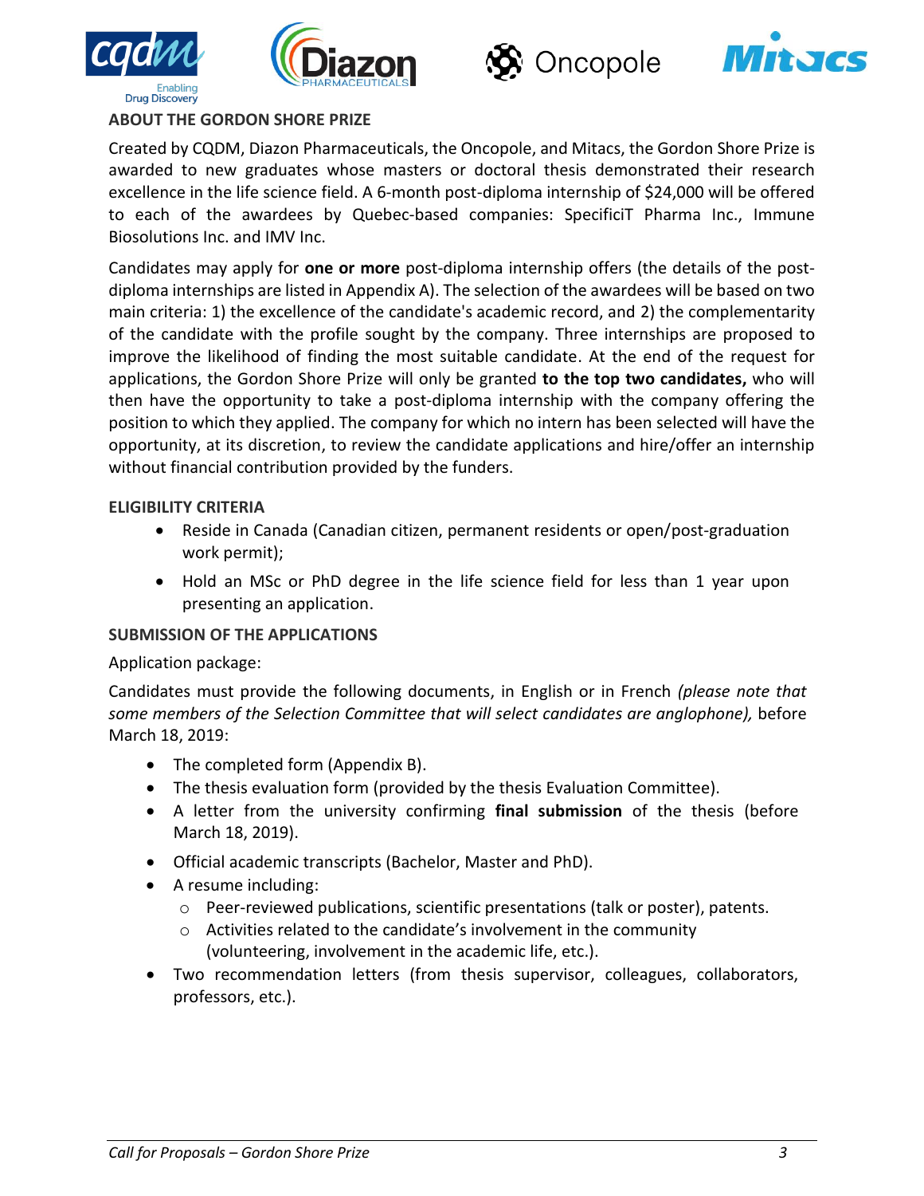## ABOUT THE GORDON SHORE PRIZE

Created by CQDM, Diazon Pharmaceuticals, the Oncopole, and Mitacs, the Gordon Shore Prize is awarded to new graduates whose masters or doctoral thesis demonstrated their research excellence in the life science field. A 6-month post-diploma internship of $24,000 will be offered to each of the awardees by Quebec-based companies: SpecificiT Pharma Inc., Immune Biosolutions Inc. and IMV Inc.

Candidates may apply for **one or more** post-diploma internship offers (the details of the post-diploma internships are listed in Appendix A). The selection of the awardees will be based on two main criteria: 1) the excellence of the candidate's academic record, and 2) the complementarity of the candidate with the profile sought by the company. Three internships are proposed to improve the likelihood of finding the most suitable candidate. At the end of the request for applications, the Gordon Shore Prize will only be granted **to the top two candidates,** who will then have the opportunity to take a post-diploma internship with the company offering the position to which they applied. The company for which no intern has been selected will have the opportunity, at its discretion, to review the candidate applications and hire/offer an internship without financial contribution provided by the funders.

## ELIGIBILITY CRITERIA

- Reside in Canada (Canadian citizen, permanent residents or open/post-graduation work permit);
- Hold an MSc or PhD degree in the life science field for less than 1 year upon presenting an application.

## SUBMISSION OF THE APPLICATIONS

Application package:

Candidates must provide the following documents, in English or in French *(please note that some members of the Selection Committee that will select candidates are anglophone),* before March 18, 2019:

- The completed form (Appendix B).
- The thesis evaluation form (provided by the thesis Evaluation Committee).
- A letter from the university confirming **final submission** of the thesis (before March 18, 2019).
- Official academic transcripts (Bachelor, Master and PhD).
- A resume including:
  - Peer-reviewed publications, scientific presentations (talk or poster), patents.
  - Activities related to the candidate's involvement in the community (volunteering, involvement in the academic life, etc.).
- Two recommendation letters (from thesis supervisor, colleagues, collaborators, professors, etc.).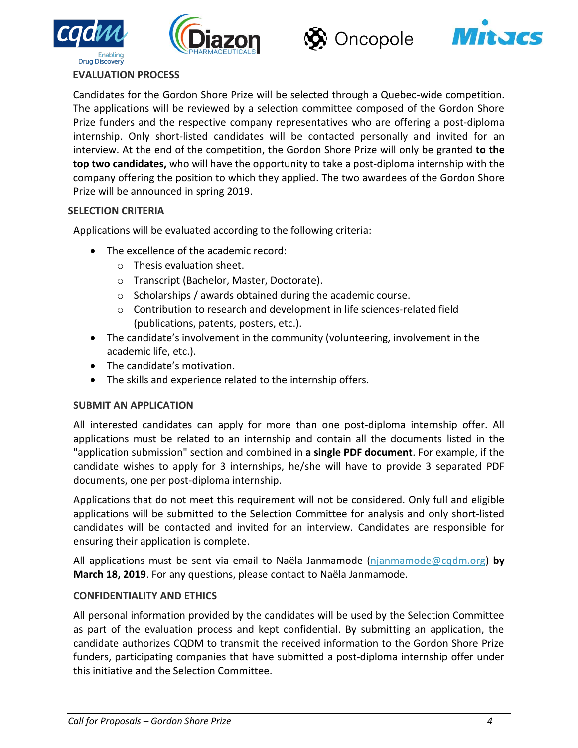## EVALUATION PROCESS

Candidates for the Gordon Shore Prize will be selected through a Quebec-wide competition. The applications will be reviewed by a selection committee composed of the Gordon Shore Prize funders and the respective company representatives who are offering a post-diploma internship. Only short-listed candidates will be contacted personally and invited for an interview. At the end of the competition, the Gordon Shore Prize will only be granted **to the top two candidates,** who will have the opportunity to take a post-diploma internship with the company offering the position to which they applied. The two awardees of the Gordon Shore Prize will be announced in spring 2019.

## SELECTION CRITERIA

Applications will be evaluated according to the following criteria:

- The excellence of the academic record:
  - Thesis evaluation sheet.
  - Transcript (Bachelor, Master, Doctorate).
  - Scholarships / awards obtained during the academic course.
  - Contribution to research and development in life sciences-related field (publications, patents, posters, etc.).
- The candidate's involvement in the community (volunteering, involvement in the academic life, etc.).
- The candidate's motivation.
- The skills and experience related to the internship offers.

## SUBMIT AN APPLICATION

All interested candidates can apply for more than one post-diploma internship offer. All applications must be related to an internship and contain all the documents listed in the "application submission" section and combined in **a single PDF document**. For example, if the candidate wishes to apply for 3 internships, he/she will have to provide 3 separated PDF documents, one per post-diploma internship.

Applications that do not meet this requirement will not be considered. Only full and eligible applications will be submitted to the Selection Committee for analysis and only short-listed candidates will be contacted and invited for an interview. Candidates are responsible for ensuring their application is complete.

All applications must be sent via email to Naëla Janmamode (njanmamode@cqdm.org) **by March 18, 2019**. For any questions, please contact to Naëla Janmamode.

## CONFIDENTIALITY AND ETHICS

All personal information provided by the candidates will be used by the Selection Committee as part of the evaluation process and kept confidential. By submitting an application, the candidate authorizes CQDM to transmit the received information to the Gordon Shore Prize funders, participating companies that have submitted a post-diploma internship offer under this initiative and the Selection Committee.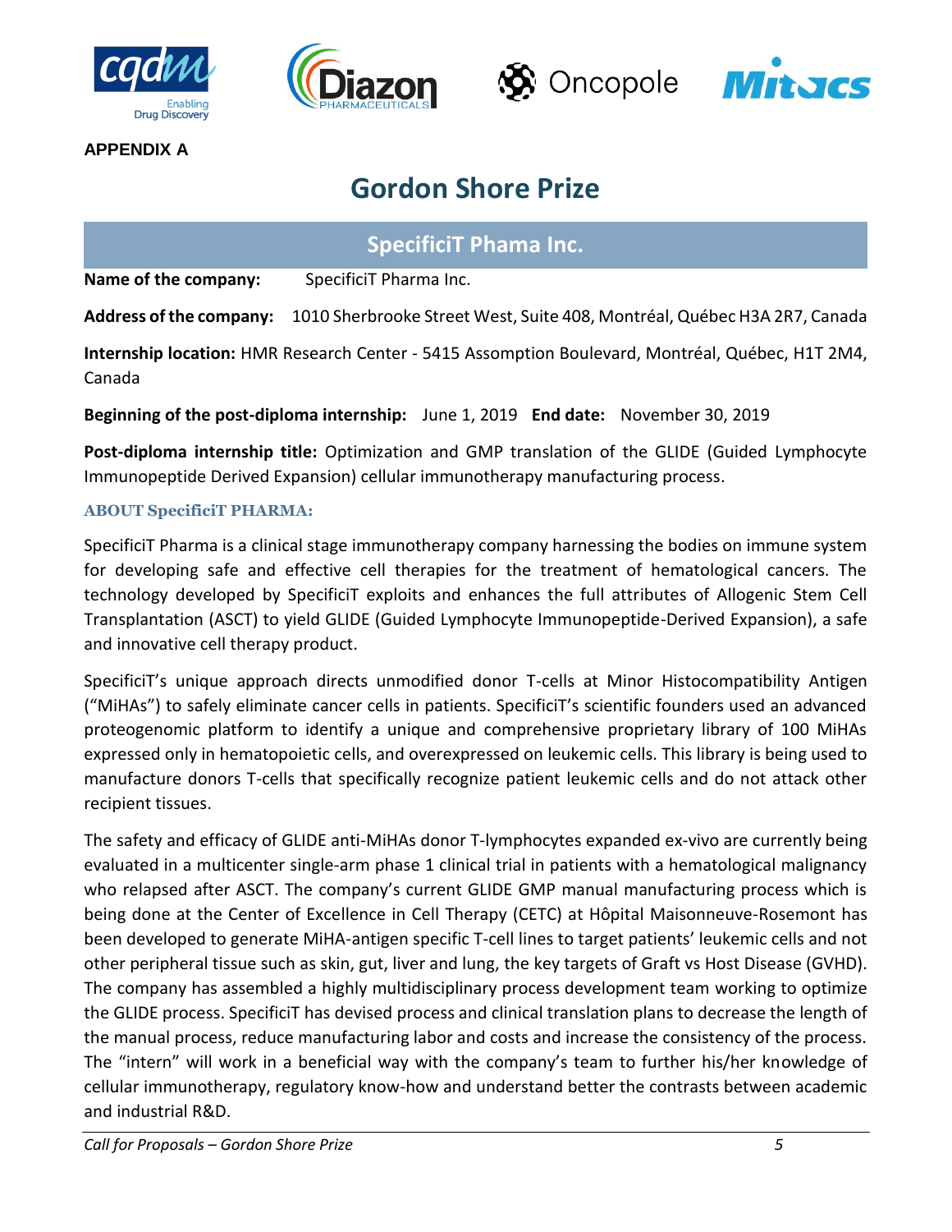**APPENDIX A**

# Gordon Shore Prize

## SpecificiT Phama Inc.

**Name of the company:** SpecificiT Pharma Inc.

**Address of the company:** 1010 Sherbrooke Street West, Suite 408, Montréal, Québec H3A 2R7, Canada

**Internship location:** HMR Research Center - 5415 Assomption Boulevard, Montréal, Québec, H1T 2M4, Canada

**Beginning of the post-diploma internship:** June 1, 2019 **End date:** November 30, 2019

**Post-diploma internship title:** Optimization and GMP translation of the GLIDE (Guided Lymphocyte Immunopeptide Derived Expansion) cellular immunotherapy manufacturing process.

### ABOUT SpecificiT PHARMA:

SpecificiT Pharma is a clinical stage immunotherapy company harnessing the bodies on immune system for developing safe and effective cell therapies for the treatment of hematological cancers. The technology developed by SpecificiT exploits and enhances the full attributes of Allogenic Stem Cell Transplantation (ASCT) to yield GLIDE (Guided Lymphocyte Immunopeptide-Derived Expansion), a safe and innovative cell therapy product.

SpecificiT's unique approach directs unmodified donor T-cells at Minor Histocompatibility Antigen ("MiHAs") to safely eliminate cancer cells in patients. SpecificiT's scientific founders used an advanced proteogenomic platform to identify a unique and comprehensive proprietary library of 100 MiHAs expressed only in hematopoietic cells, and overexpressed on leukemic cells. This library is being used to manufacture donors T-cells that specifically recognize patient leukemic cells and do not attack other recipient tissues.

The safety and efficacy of GLIDE anti-MiHAs donor T-lymphocytes expanded ex-vivo are currently being evaluated in a multicenter single-arm phase 1 clinical trial in patients with a hematological malignancy who relapsed after ASCT. The company's current GLIDE GMP manual manufacturing process which is being done at the Center of Excellence in Cell Therapy (CETC) at Hôpital Maisonneuve-Rosemont has been developed to generate MiHA-antigen specific T-cell lines to target patients' leukemic cells and not other peripheral tissue such as skin, gut, liver and lung, the key targets of Graft vs Host Disease (GVHD). The company has assembled a highly multidisciplinary process development team working to optimize the GLIDE process. SpecificiT has devised process and clinical translation plans to decrease the length of the manual process, reduce manufacturing labor and costs and increase the consistency of the process. The "intern" will work in a beneficial way with the company's team to further his/her knowledge of cellular immunotherapy, regulatory know-how and understand better the contrasts between academic and industrial R&D.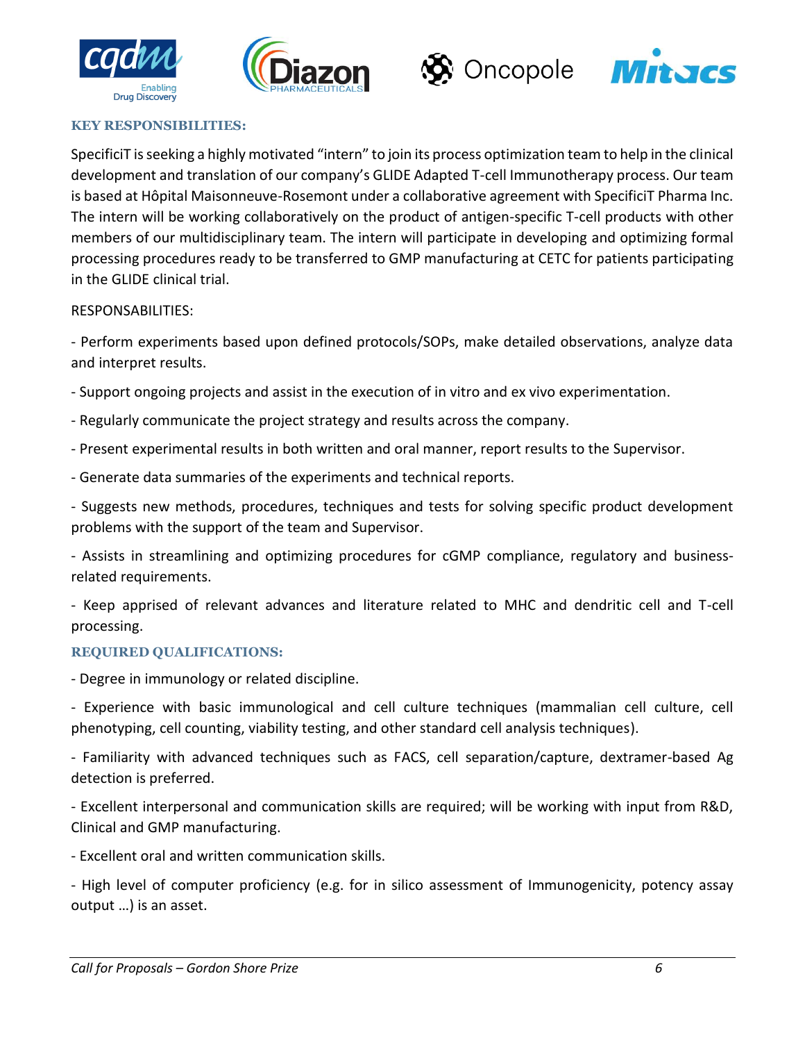### KEY RESPONSIBILITIES:

SpecificiT is seeking a highly motivated "intern" to join its process optimization team to help in the clinical development and translation of our company's GLIDE Adapted T-cell Immunotherapy process. Our team is based at Hôpital Maisonneuve-Rosemont under a collaborative agreement with SpecificiT Pharma Inc. The intern will be working collaboratively on the product of antigen-specific T-cell products with other members of our multidisciplinary team. The intern will participate in developing and optimizing formal processing procedures ready to be transferred to GMP manufacturing at CETC for patients participating in the GLIDE clinical trial.

RESPONSABILITIES:

- Perform experiments based upon defined protocols/SOPs, make detailed observations, analyze data and interpret results.
- Support ongoing projects and assist in the execution of in vitro and ex vivo experimentation.
- Regularly communicate the project strategy and results across the company.
- Present experimental results in both written and oral manner, report results to the Supervisor.
- Generate data summaries of the experiments and technical reports.
- Suggests new methods, procedures, techniques and tests for solving specific product development problems with the support of the team and Supervisor.
- Assists in streamlining and optimizing procedures for cGMP compliance, regulatory and business-related requirements.
- Keep apprised of relevant advances and literature related to MHC and dendritic cell and T-cell processing.

### REQUIRED QUALIFICATIONS:

- Degree in immunology or related discipline.
- Experience with basic immunological and cell culture techniques (mammalian cell culture, cell phenotyping, cell counting, viability testing, and other standard cell analysis techniques).
- Familiarity with advanced techniques such as FACS, cell separation/capture, dextramer-based Ag detection is preferred.
- Excellent interpersonal and communication skills are required; will be working with input from R&D, Clinical and GMP manufacturing.
- Excellent oral and written communication skills.
- High level of computer proficiency (e.g. for in silico assessment of Immunogenicity, potency assay output …) is an asset.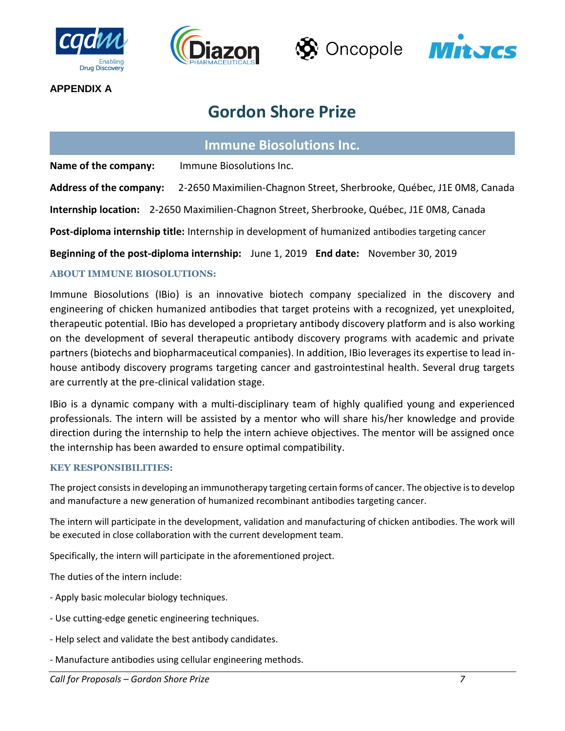**APPENDIX A**

# Gordon Shore Prize

## Immune Biosolutions Inc.

**Name of the company:** Immune Biosolutions Inc.

**Address of the company:** 2-2650 Maximilien-Chagnon Street, Sherbrooke, Québec, J1E 0M8, Canada

**Internship location:** 2-2650 Maximilien-Chagnon Street, Sherbrooke, Québec, J1E 0M8, Canada

**Post-diploma internship title:** Internship in development of humanized antibodies targeting cancer

**Beginning of the post-diploma internship:** June 1, 2019 **End date:** November 30, 2019

### ABOUT IMMUNE BIOSOLUTIONS:

Immune Biosolutions (IBio) is an innovative biotech company specialized in the discovery and engineering of chicken humanized antibodies that target proteins with a recognized, yet unexploited, therapeutic potential. IBio has developed a proprietary antibody discovery platform and is also working on the development of several therapeutic antibody discovery programs with academic and private partners (biotechs and biopharmaceutical companies). In addition, IBio leverages its expertise to lead in-house antibody discovery programs targeting cancer and gastrointestinal health. Several drug targets are currently at the pre-clinical validation stage.

IBio is a dynamic company with a multi-disciplinary team of highly qualified young and experienced professionals. The intern will be assisted by a mentor who will share his/her knowledge and provide direction during the internship to help the intern achieve objectives. The mentor will be assigned once the internship has been awarded to ensure optimal compatibility.

### KEY RESPONSIBILITIES:

The project consists in developing an immunotherapy targeting certain forms of cancer. The objective is to develop and manufacture a new generation of humanized recombinant antibodies targeting cancer.

The intern will participate in the development, validation and manufacturing of chicken antibodies. The work will be executed in close collaboration with the current development team.

Specifically, the intern will participate in the aforementioned project.

The duties of the intern include:

- Apply basic molecular biology techniques.
- Use cutting-edge genetic engineering techniques.
- Help select and validate the best antibody candidates.
- Manufacture antibodies using cellular engineering methods.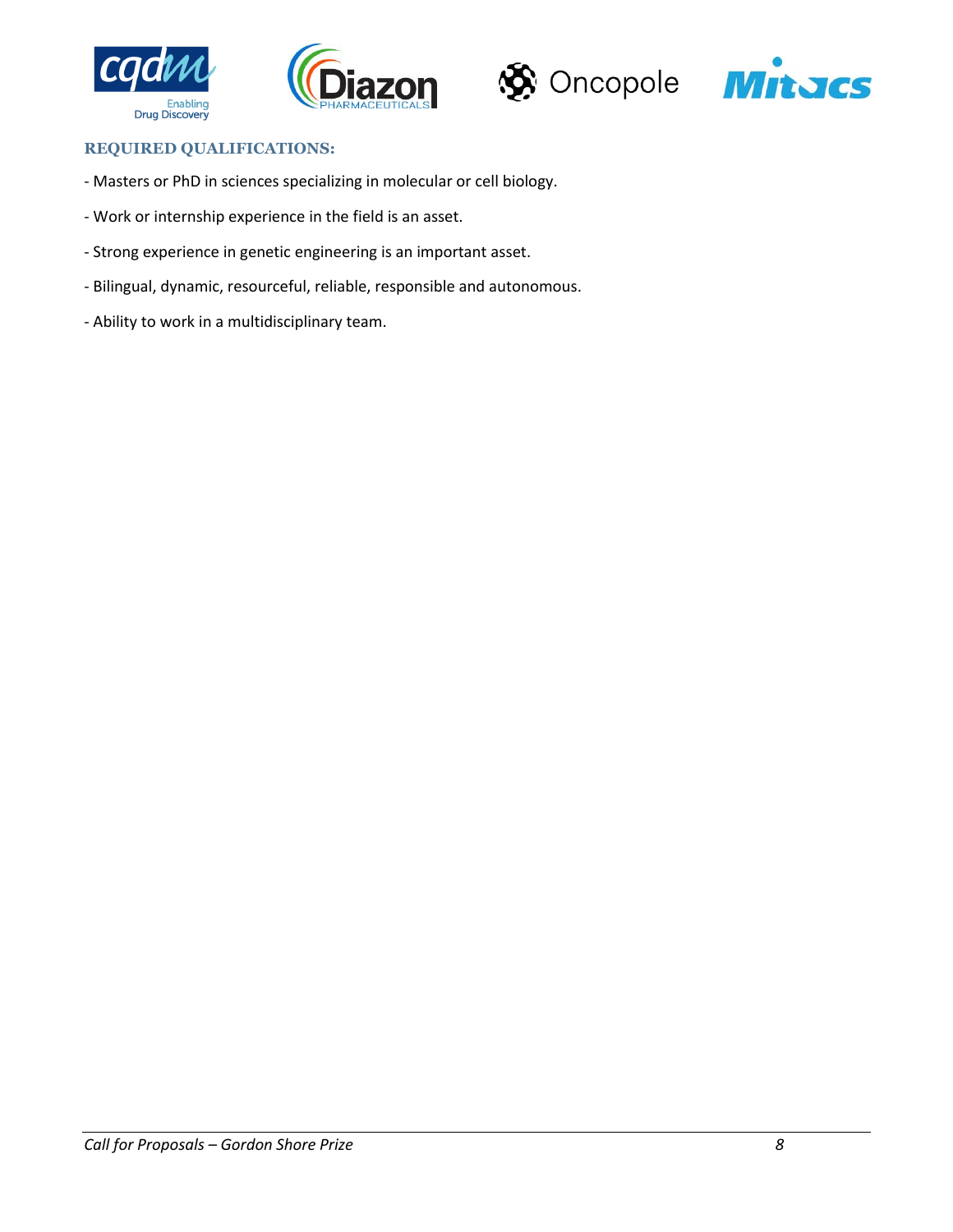### REQUIRED QUALIFICATIONS:

- Masters or PhD in sciences specializing in molecular or cell biology.
- Work or internship experience in the field is an asset.
- Strong experience in genetic engineering is an important asset.
- Bilingual, dynamic, resourceful, reliable, responsible and autonomous.
- Ability to work in a multidisciplinary team.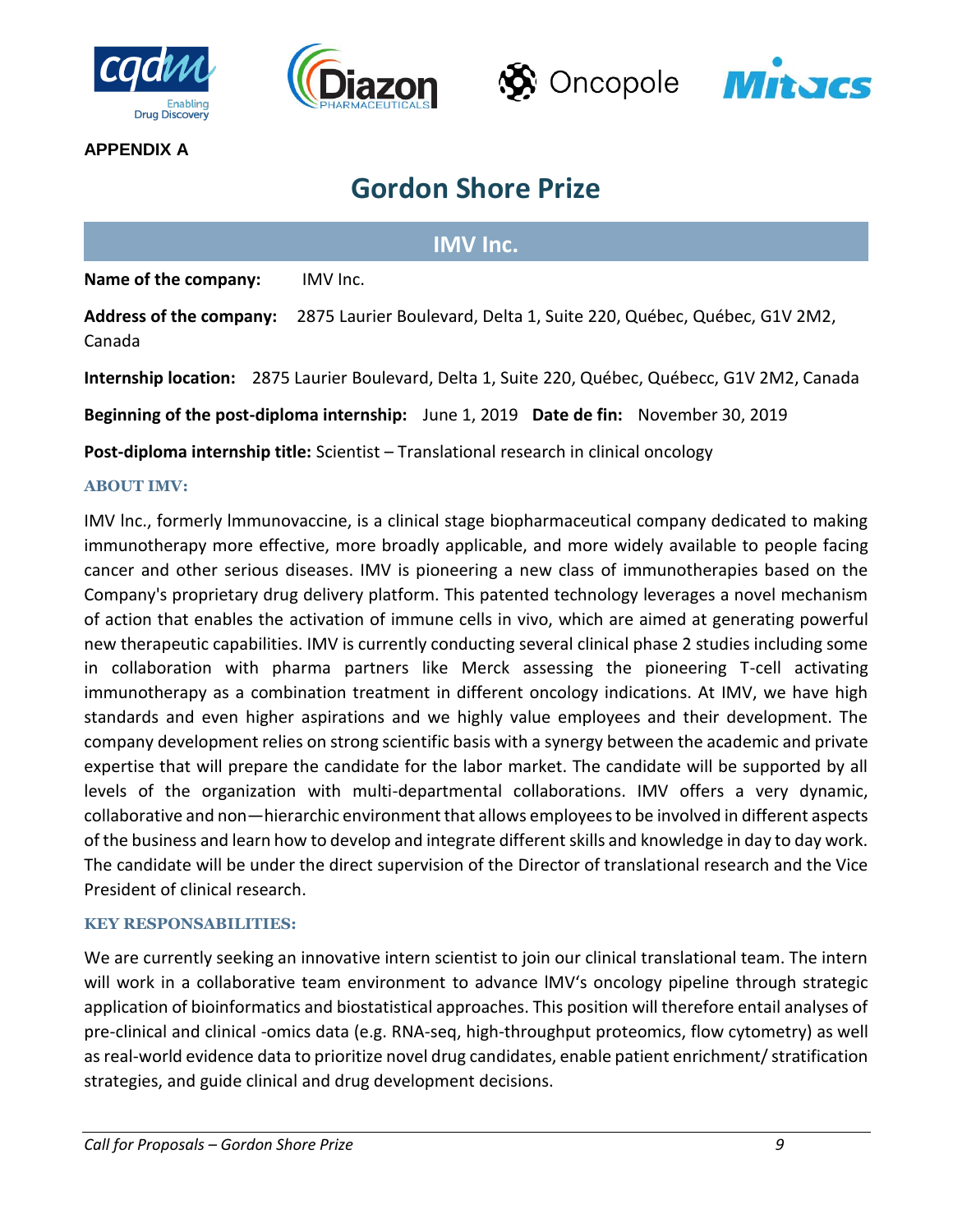**APPENDIX A**

# Gordon Shore Prize

## IMV Inc.

**Name of the company:** IMV Inc.

**Address of the company:** 2875 Laurier Boulevard, Delta 1, Suite 220, Québec, Québec, G1V 2M2, Canada

**Internship location:** 2875 Laurier Boulevard, Delta 1, Suite 220, Québec, Québecc, G1V 2M2, Canada

**Beginning of the post-diploma internship:** June 1, 2019 **Date de fin:** November 30, 2019

**Post-diploma internship title:** Scientist – Translational research in clinical oncology

### ABOUT IMV:

IMV Inc., formerly Immunovaccine, is a clinical stage biopharmaceutical company dedicated to making immunotherapy more effective, more broadly applicable, and more widely available to people facing cancer and other serious diseases. IMV is pioneering a new class of immunotherapies based on the Company's proprietary drug delivery platform. This patented technology leverages a novel mechanism of action that enables the activation of immune cells in vivo, which are aimed at generating powerful new therapeutic capabilities. IMV is currently conducting several clinical phase 2 studies including some in collaboration with pharma partners like Merck assessing the pioneering T-cell activating immunotherapy as a combination treatment in different oncology indications. At IMV, we have high standards and even higher aspirations and we highly value employees and their development. The company development relies on strong scientific basis with a synergy between the academic and private expertise that will prepare the candidate for the labor market. The candidate will be supported by all levels of the organization with multi-departmental collaborations. IMV offers a very dynamic, collaborative and non—hierarchic environment that allows employees to be involved in different aspects of the business and learn how to develop and integrate different skills and knowledge in day to day work. The candidate will be under the direct supervision of the Director of translational research and the Vice President of clinical research.

### KEY RESPONSABILITIES:

We are currently seeking an innovative intern scientist to join our clinical translational team. The intern will work in a collaborative team environment to advance IMV's oncology pipeline through strategic application of bioinformatics and biostatistical approaches. This position will therefore entail analyses of pre-clinical and clinical -omics data (e.g. RNA-seq, high-throughput proteomics, flow cytometry) as well as real-world evidence data to prioritize novel drug candidates, enable patient enrichment/ stratification strategies, and guide clinical and drug development decisions.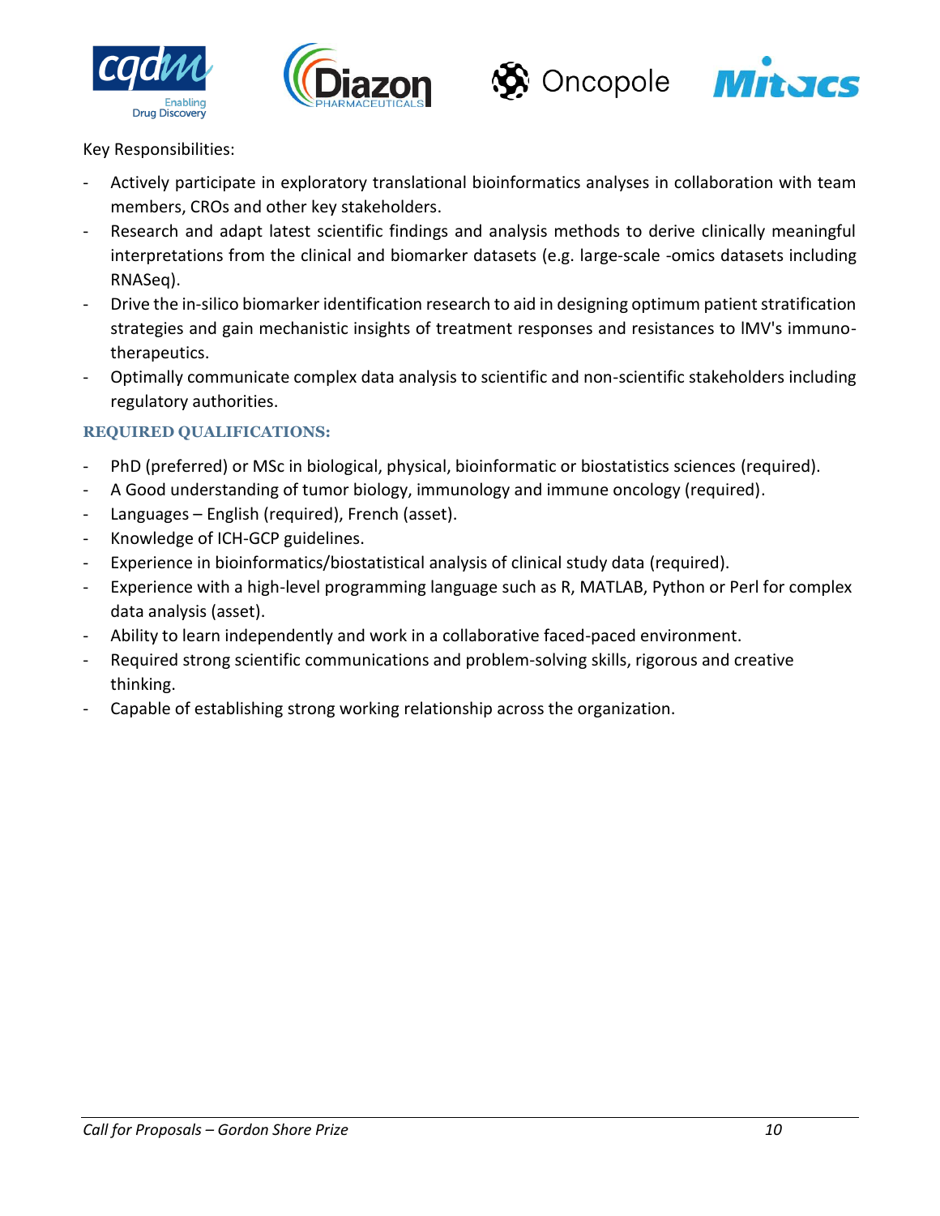Key Responsibilities:

- Actively participate in exploratory translational bioinformatics analyses in collaboration with team members, CROs and other key stakeholders.
- Research and adapt latest scientific findings and analysis methods to derive clinically meaningful interpretations from the clinical and biomarker datasets (e.g. large-scale -omics datasets including RNASeq).
- Drive the in-silico biomarker identification research to aid in designing optimum patient stratification strategies and gain mechanistic insights of treatment responses and resistances to IMV's immuno-therapeutics.
- Optimally communicate complex data analysis to scientific and non-scientific stakeholders including regulatory authorities.

**REQUIRED QUALIFICATIONS:**

- PhD (preferred) or MSc in biological, physical, bioinformatic or biostatistics sciences (required).
- A Good understanding of tumor biology, immunology and immune oncology (required).
- Languages – English (required), French (asset).
- Knowledge of ICH-GCP guidelines.
- Experience in bioinformatics/biostatistical analysis of clinical study data (required).
- Experience with a high-level programming language such as R, MATLAB, Python or Perl for complex data analysis (asset).
- Ability to learn independently and work in a collaborative faced-paced environment.
- Required strong scientific communications and problem-solving skills, rigorous and creative thinking.
- Capable of establishing strong working relationship across the organization.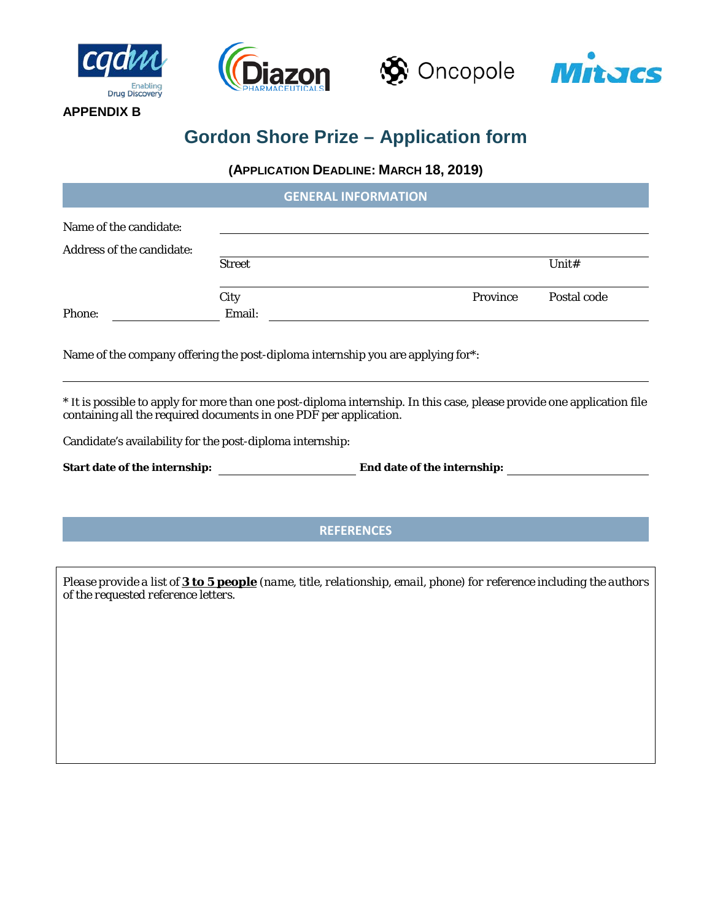**APPENDIX B**

# Gordon Shore Prize – Application form

**(APPLICATION DEADLINE: MARCH 18, 2019)**

## GENERAL INFORMATION

Name of the candidate: \_\_\_\_\_\_\_\_\_\_\_\_\_\_\_\_\_\_\_\_\_\_\_\_\_\_\_\_\_\_\_\_\_\_\_\_\_\_\_\_

Address of the candidate: \_\_\_\_\_\_\_\_\_\_\_\_\_\_\_\_\_\_\_\_\_\_\_\_\_\_\_\_\_\_\_\_\_\_\_\_\_\_\_\_

Street &nbsp;&nbsp;&nbsp;&nbsp;&nbsp;&nbsp;&nbsp;&nbsp;&nbsp;&nbsp;&nbsp;&nbsp;&nbsp;&nbsp;&nbsp;&nbsp;&nbsp;&nbsp;&nbsp;&nbsp; Unit#

\_\_\_\_\_\_\_\_\_\_\_\_\_\_\_\_\_\_\_\_\_\_\_\_\_\_\_\_\_\_\_\_\_\_\_\_\_\_\_\_

City &nbsp;&nbsp;&nbsp;&nbsp;&nbsp;&nbsp;&nbsp;&nbsp;&nbsp;&nbsp;&nbsp;&nbsp;&nbsp;&nbsp;&nbsp;&nbsp;&nbsp;&nbsp;&nbsp;&nbsp; Province &nbsp;&nbsp;&nbsp;&nbsp; Postal code

Phone: \_\_\_\_\_\_\_\_\_\_\_\_\_\_\_\_ Email: \_\_\_\_\_\_\_\_\_\_\_\_\_\_\_\_\_\_\_\_\_\_\_\_\_\_\_\_\_\_

Name of the company offering the post-diploma internship you are applying for*:

\_\_\_\_\_\_\_\_\_\_\_\_\_\_\_\_\_\_\_\_\_\_\_\_\_\_\_\_\_\_\_\_\_\_\_\_\_\_\_\_\_\_\_\_\_\_\_\_\_\_\_\_\_\_\_\_

* It is possible to apply for more than one post-diploma internship. In this case, please provide one application file containing all the required documents in one PDF per application.

Candidate's availability for the post-diploma internship:

**Start date of the internship:** \_\_\_\_\_\_\_\_\_\_\_\_\_\_\_\_\_\_\_\_ **End date of the internship:** \_\_\_\_\_\_\_\_\_\_\_\_\_\_\_\_\_\_\_\_

## REFERENCES

*Please provide a list of* ***3 to 5 people*** *(name, title, relationship, email, phone) for reference including the authors of the requested reference letters.*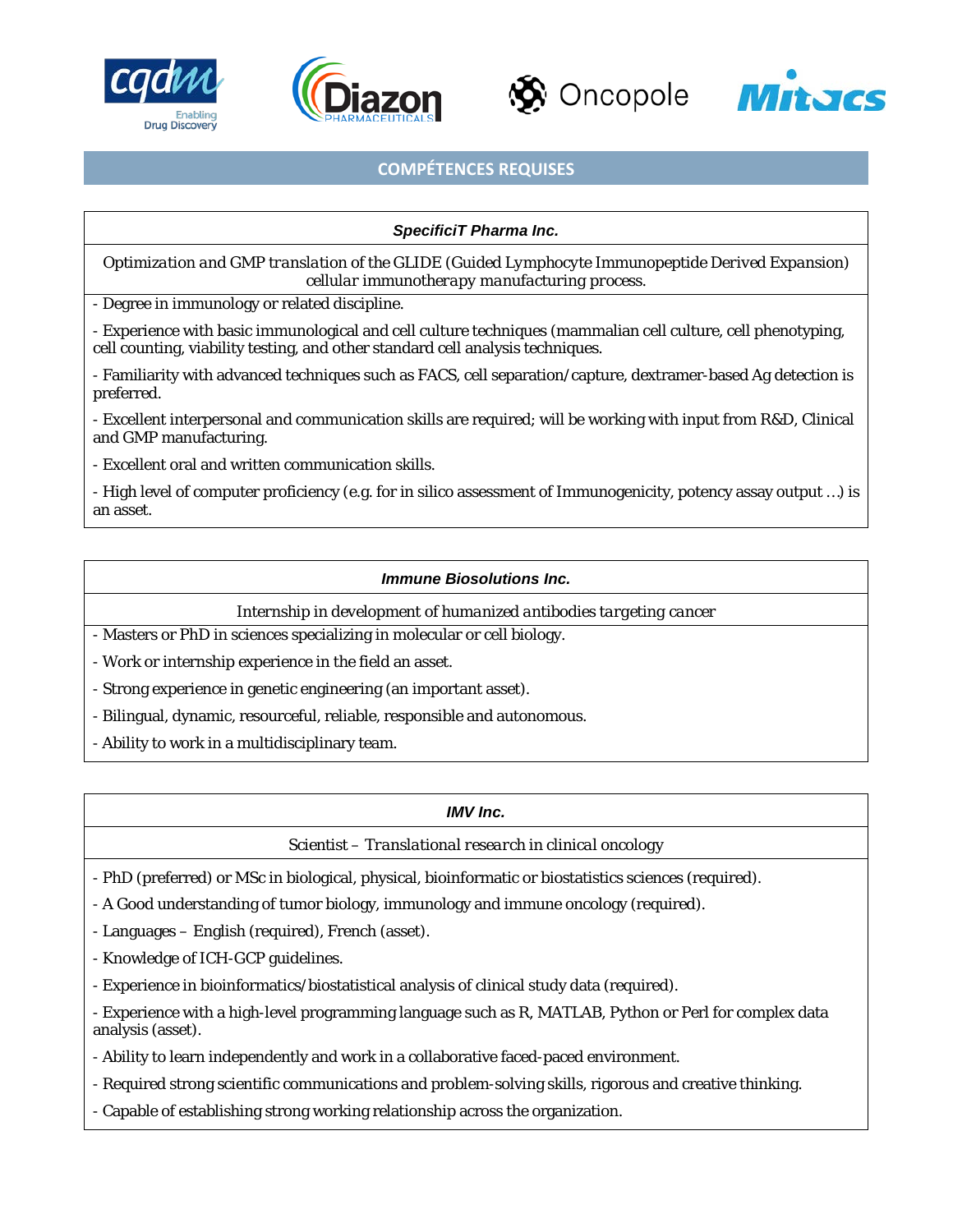## COMPÉTENCES REQUISES

### *SpecificiT Pharma Inc.*

*Optimization and GMP translation of the GLIDE (Guided Lymphocyte Immunopeptide Derived Expansion) cellular immunotherapy manufacturing process.*

- Degree in immunology or related discipline.
- Experience with basic immunological and cell culture techniques (mammalian cell culture, cell phenotyping, cell counting, viability testing, and other standard cell analysis techniques.
- Familiarity with advanced techniques such as FACS, cell separation/capture, dextramer-based Ag detection is preferred.
- Excellent interpersonal and communication skills are required; will be working with input from R&D, Clinical and GMP manufacturing.
- Excellent oral and written communication skills.
- High level of computer proficiency (e.g. for in silico assessment of Immunogenicity, potency assay output …) is an asset.

### *Immune Biosolutions Inc.*

*Internship in development of humanized antibodies targeting cancer*

- Masters or PhD in sciences specializing in molecular or cell biology.
- Work or internship experience in the field an asset.
- Strong experience in genetic engineering (an important asset).
- Bilingual, dynamic, resourceful, reliable, responsible and autonomous.
- Ability to work in a multidisciplinary team.

### *IMV Inc.*

*Scientist – Translational research in clinical oncology*

- PhD (preferred) or MSc in biological, physical, bioinformatic or biostatistics sciences (required).
- A Good understanding of tumor biology, immunology and immune oncology (required).
- Languages – English (required), French (asset).
- Knowledge of ICH-GCP guidelines.
- Experience in bioinformatics/biostatistical analysis of clinical study data (required).
- Experience with a high-level programming language such as R, MATLAB, Python or Perl for complex data analysis (asset).
- Ability to learn independently and work in a collaborative faced-paced environment.
- Required strong scientific communications and problem-solving skills, rigorous and creative thinking.
- Capable of establishing strong working relationship across the organization.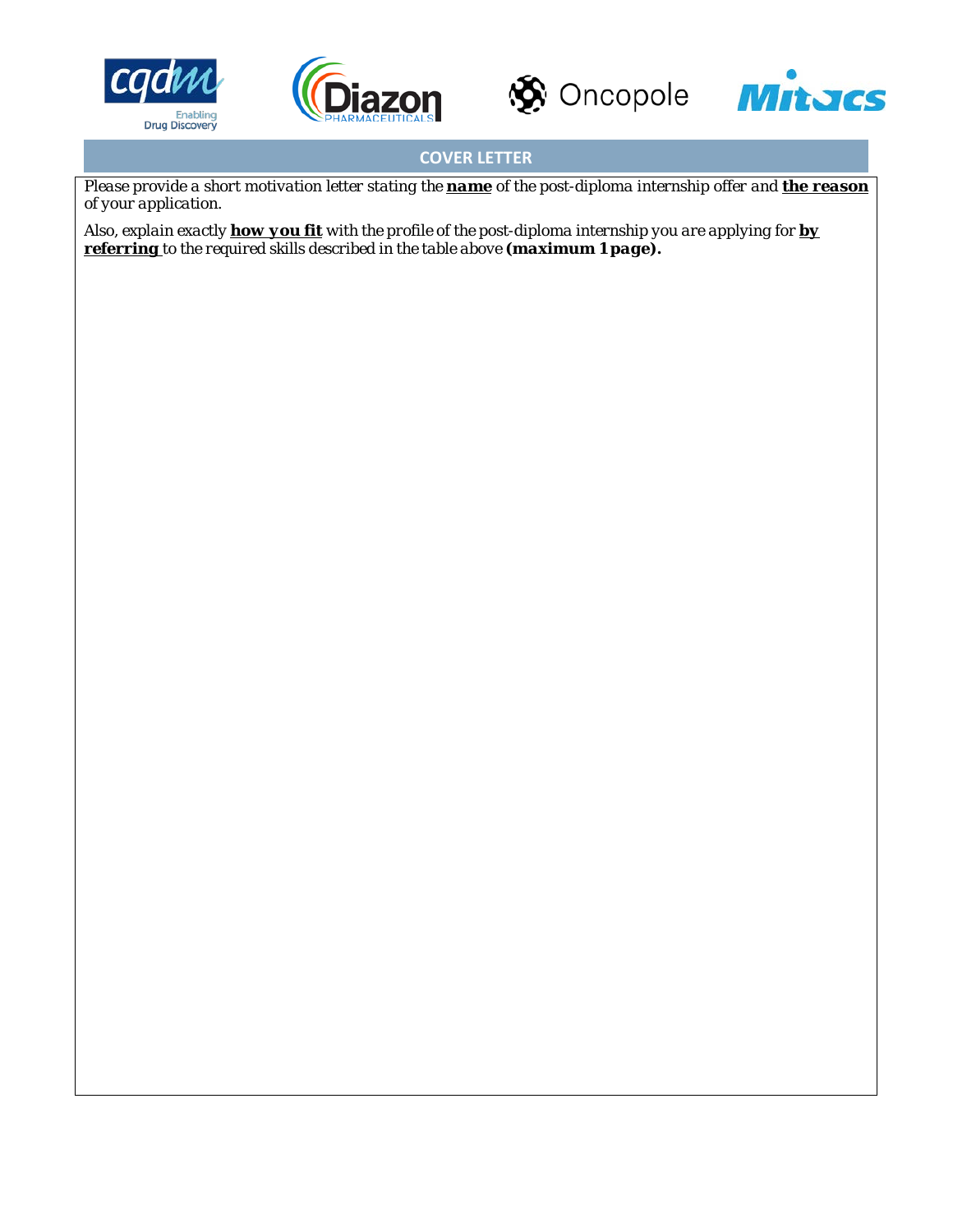## COVER LETTER

*Please provide a short motivation letter stating the* ***name*** *of the post-diploma internship offer and* ***the reason*** *of your application.*

*Also, explain exactly* ***how you fit*** *with the profile of the post-diploma internship you are applying for* ***by referring*** *to the required skills described in the table above* ***(maximum 1 page).***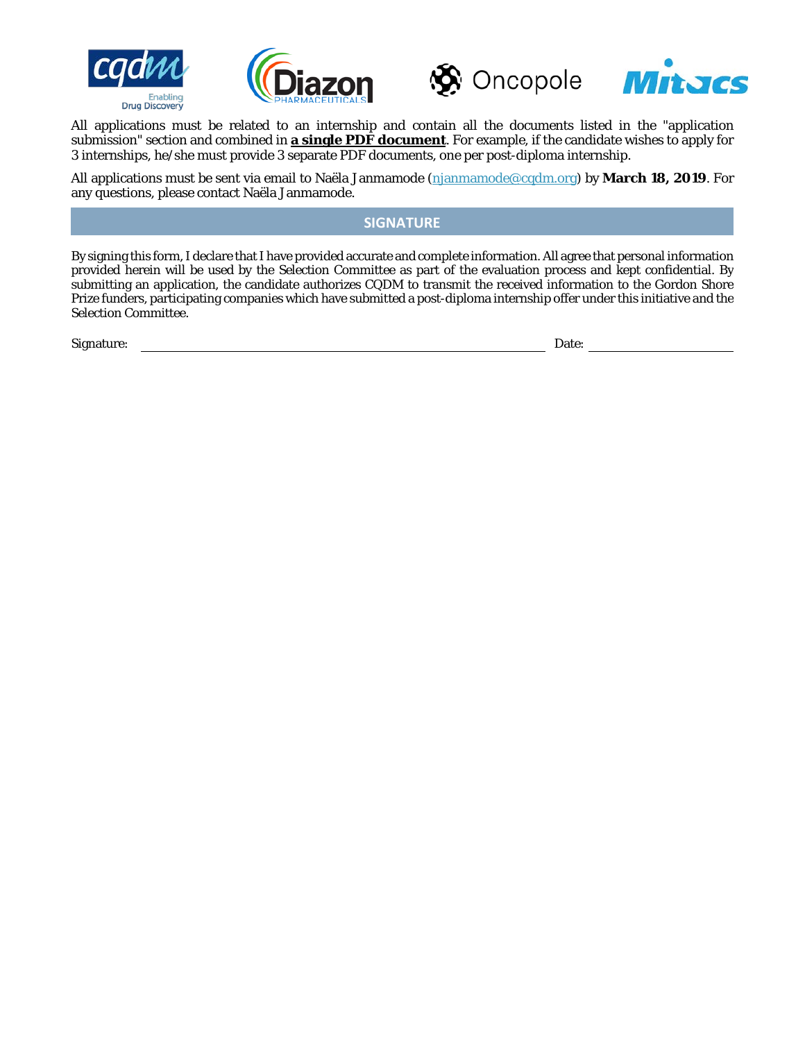All applications must be related to an internship and contain all the documents listed in the "application submission" section and combined in **a single PDF document**. For example, if the candidate wishes to apply for 3 internships, he/she must provide 3 separate PDF documents, one per post-diploma internship.

All applications must be sent via email to Naëla Janmamode (njanmamode@cqdm.org) by **March 18, 2019**. For any questions, please contact Naëla Janmamode.

## SIGNATURE

By signing this form, I declare that I have provided accurate and complete information. All agree that personal information provided herein will be used by the Selection Committee as part of the evaluation process and kept confidential. By submitting an application, the candidate authorizes CQDM to transmit the received information to the Gordon Shore Prize funders, participating companies which have submitted a post-diploma internship offer under this initiative and the Selection Committee.

Signature: ______________________________ Date: ______________